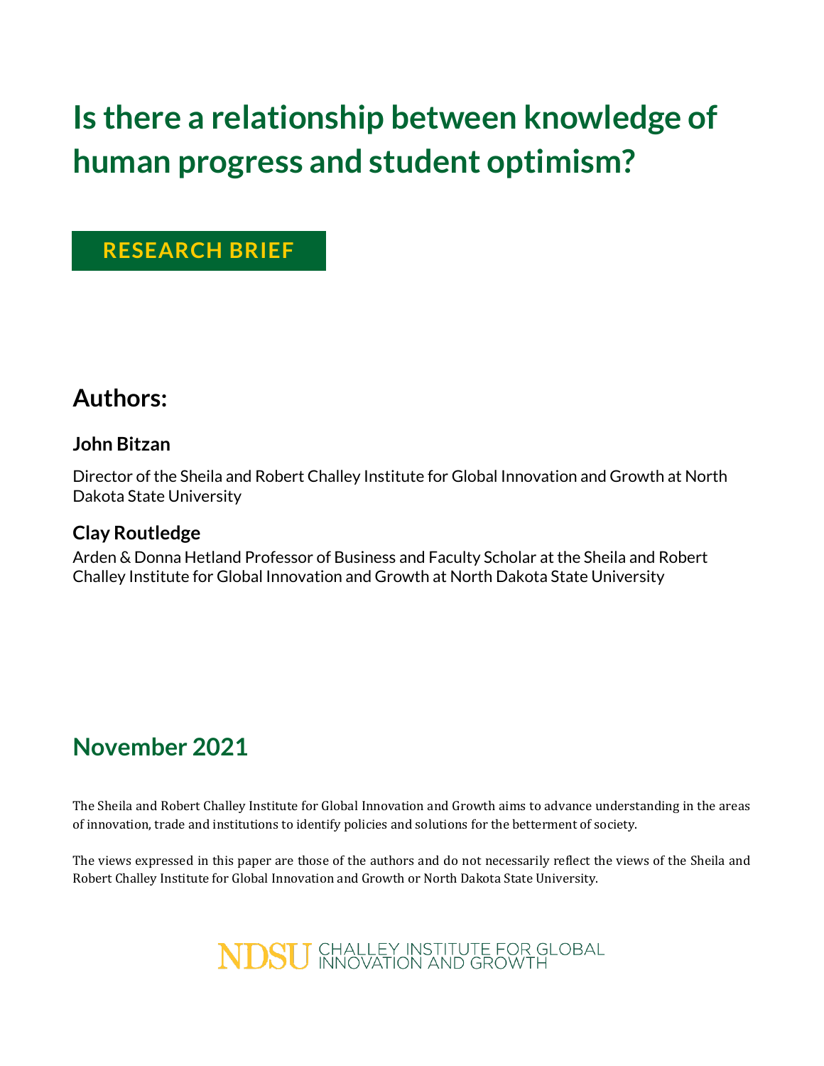# Is there a relationship between knowledge of human progress and student optimism?

**RESEARCH BRIEF**

## Authors:

### John Bitzan

Director of the Sheila and Robert Challey Institute for Global Innovation and Growth at North Dakota State University

### Clay Routledge

Arden & Donna Hetland Professor of Business and Faculty Scholar at the Sheila and Robert Challey Institute for Global Innovation and Growth at North Dakota State University

## November 2021

The Sheila and Robert Challey Institute for Global Innovation and Growth aims to advance understanding in the areas of innovation, trade and institutions to identify policies and solutions for the betterment of society.

The views expressed in this paper are those of the authors and do not necessarily reflect the views of the Sheila and Robert Challey Institute for Global Innovation and Growth or North Dakota State University.

NDSU CHALLEY INSTITUTE FOR GLOBAL INNOVATION AND GROWTH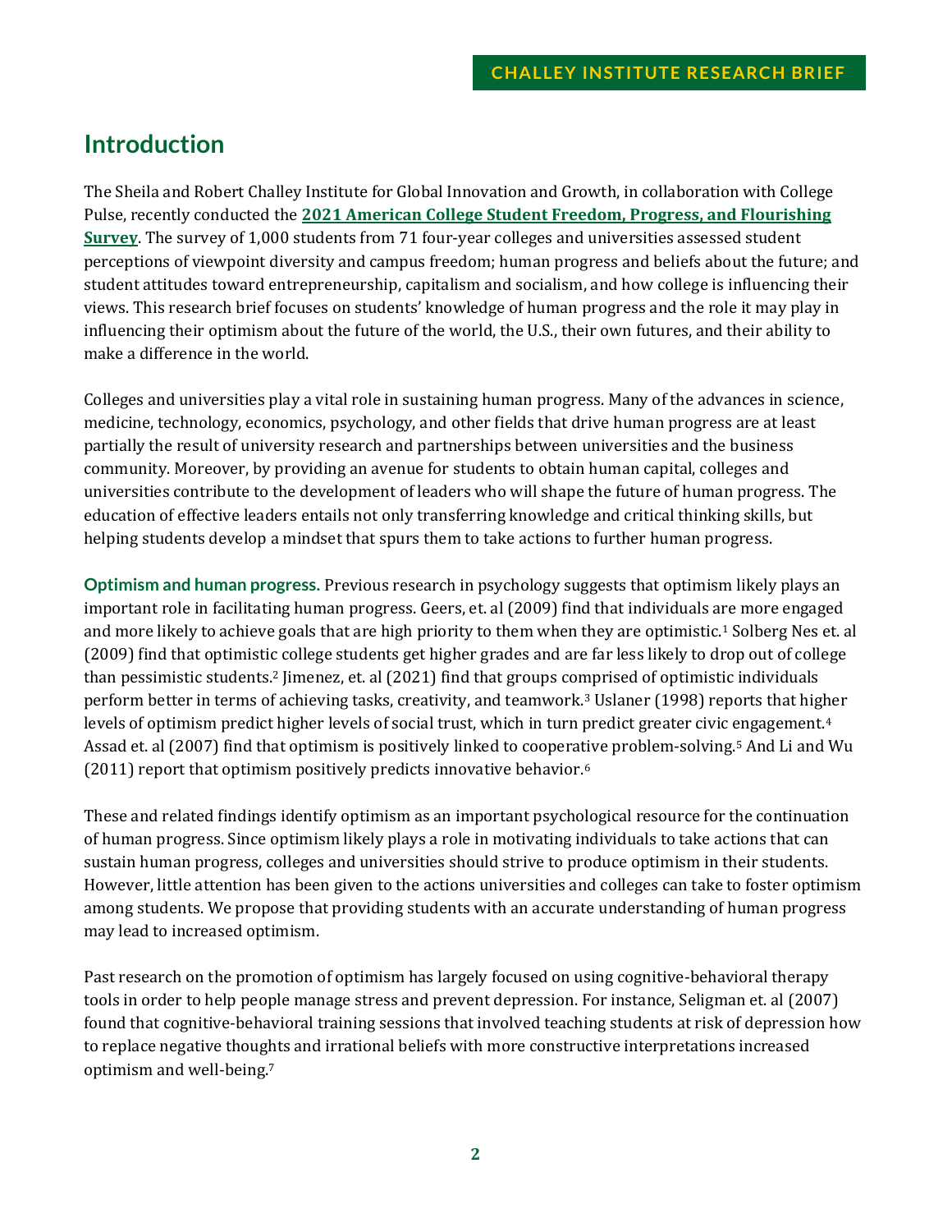## Introduction

The Sheila and Robert Challey Institute for Global Innovation and Growth, in collaboration with College Pulse, recently conducted the **2021 American College Student Freedom, Progress, and Flourishing Survey**. The survey of 1,000 students from 71 four-year colleges and universities assessed student perceptions of viewpoint diversity and campus freedom; human progress and beliefs about the future; and student attitudes toward entrepreneurship, capitalism and socialism, and how college is influencing their views. This research brief focuses on students' knowledge of human progress and the role it may play in influencing their optimism about the future of the world, the U.S., their own futures, and their ability to make a difference in the world.

Colleges and universities play a vital role in sustaining human progress. Many of the advances in science, medicine, technology, economics, psychology, and other fields that drive human progress are at least partially the result of university research and partnerships between universities and the business community. Moreover, by providing an avenue for students to obtain human capital, colleges and universities contribute to the development of leaders who will shape the future of human progress. The education of effective leaders entails not only transferring knowledge and critical thinking skills, but helping students develop a mindset that spurs them to take actions to further human progress.

**Optimism and human progress.** Previous research in psychology suggests that optimism likely plays an important role in facilitating human progress. Geers, et. al (2009) find that individuals are more engaged and more likely to achieve goals that are high priority to them when they are optimistic.[1] Solberg Nes et. al (2009) find that optimistic college students get higher grades and are far less likely to drop out of college than pessimistic students.[2] Jimenez, et. al (2021) find that groups comprised of optimistic individuals perform better in terms of achieving tasks, creativity, and teamwork.[3] Uslaner (1998) reports that higher levels of optimism predict higher levels of social trust, which in turn predict greater civic engagement.[4] Assad et. al (2007) find that optimism is positively linked to cooperative problem-solving.[5] And Li and Wu (2011) report that optimism positively predicts innovative behavior.[6]

These and related findings identify optimism as an important psychological resource for the continuation of human progress. Since optimism likely plays a role in motivating individuals to take actions that can sustain human progress, colleges and universities should strive to produce optimism in their students. However, little attention has been given to the actions universities and colleges can take to foster optimism among students. We propose that providing students with an accurate understanding of human progress may lead to increased optimism.

Past research on the promotion of optimism has largely focused on using cognitive-behavioral therapy tools in order to help people manage stress and prevent depression. For instance, Seligman et. al (2007) found that cognitive-behavioral training sessions that involved teaching students at risk of depression how to replace negative thoughts and irrational beliefs with more constructive interpretations increased optimism and well-being.[7]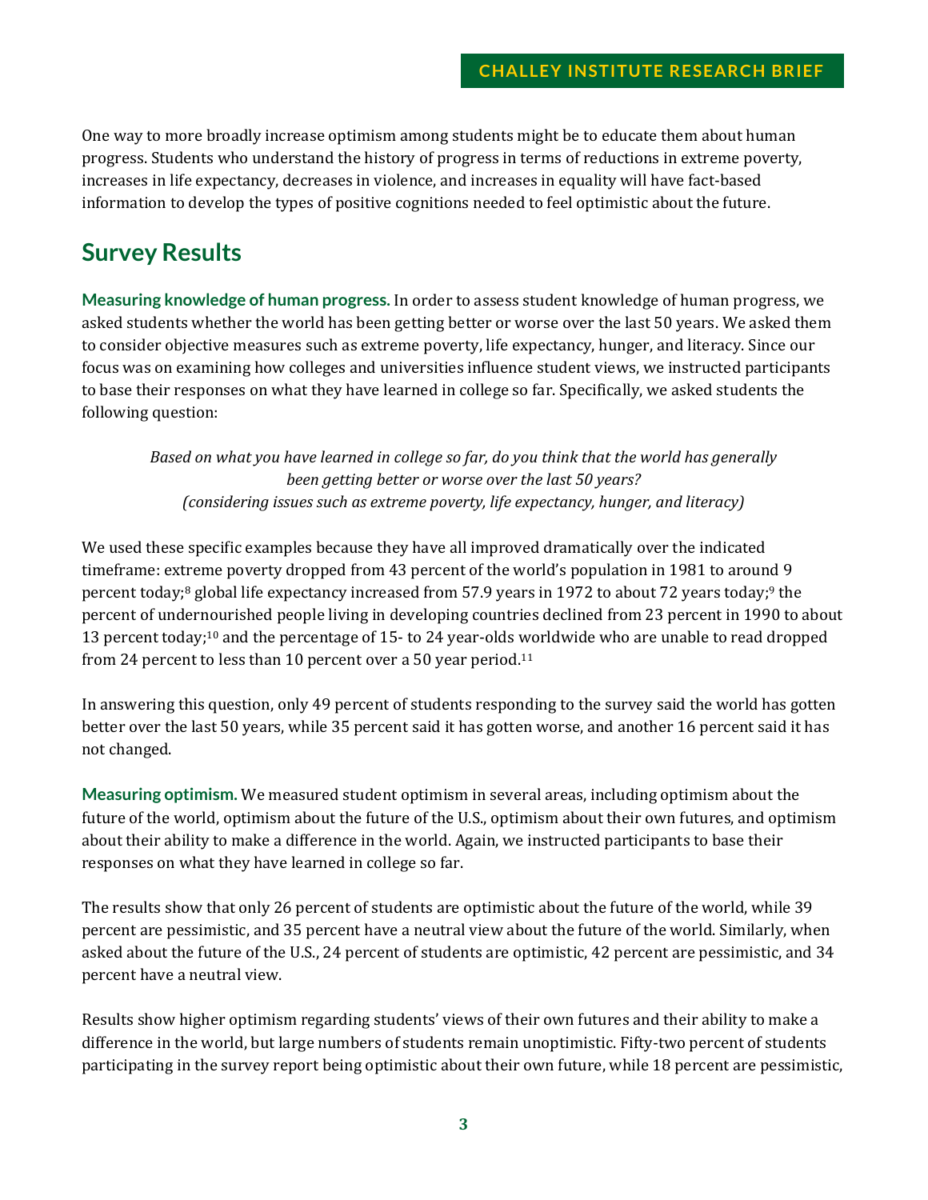One way to more broadly increase optimism among students might be to educate them about human progress. Students who understand the history of progress in terms of reductions in extreme poverty, increases in life expectancy, decreases in violence, and increases in equality will have fact-based information to develop the types of positive cognitions needed to feel optimistic about the future.

## Survey Results

**Measuring knowledge of human progress.** In order to assess student knowledge of human progress, we asked students whether the world has been getting better or worse over the last 50 years. We asked them to consider objective measures such as extreme poverty, life expectancy, hunger, and literacy. Since our focus was on examining how colleges and universities influence student views, we instructed participants to base their responses on what they have learned in college so far. Specifically, we asked students the following question:

> *Based on what you have learned in college so far, do you think that the world has generally been getting better or worse over the last 50 years?*
> *(considering issues such as extreme poverty, life expectancy, hunger, and literacy)*

We used these specific examples because they have all improved dramatically over the indicated timeframe: extreme poverty dropped from 43 percent of the world's population in 1981 to around 9 percent today;[8] global life expectancy increased from 57.9 years in 1972 to about 72 years today;[9] the percent of undernourished people living in developing countries declined from 23 percent in 1990 to about 13 percent today;[10] and the percentage of 15- to 24 year-olds worldwide who are unable to read dropped from 24 percent to less than 10 percent over a 50 year period.[11]

In answering this question, only 49 percent of students responding to the survey said the world has gotten better over the last 50 years, while 35 percent said it has gotten worse, and another 16 percent said it has not changed.

**Measuring optimism.** We measured student optimism in several areas, including optimism about the future of the world, optimism about the future of the U.S., optimism about their own futures, and optimism about their ability to make a difference in the world. Again, we instructed participants to base their responses on what they have learned in college so far.

The results show that only 26 percent of students are optimistic about the future of the world, while 39 percent are pessimistic, and 35 percent have a neutral view about the future of the world. Similarly, when asked about the future of the U.S., 24 percent of students are optimistic, 42 percent are pessimistic, and 34 percent have a neutral view.

Results show higher optimism regarding students' views of their own futures and their ability to make a difference in the world, but large numbers of students remain unoptimistic. Fifty-two percent of students participating in the survey report being optimistic about their own future, while 18 percent are pessimistic,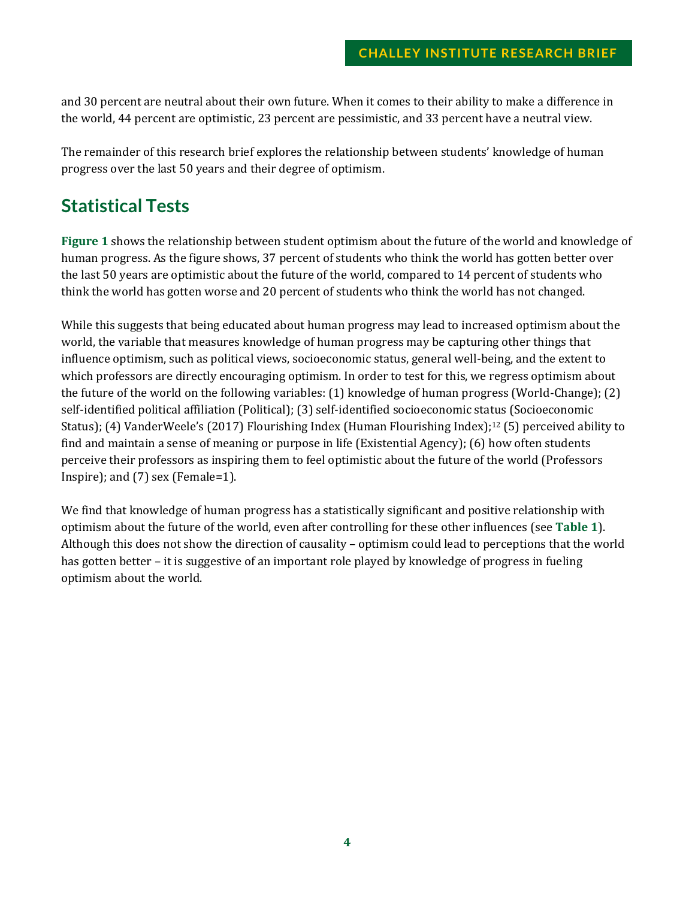and 30 percent are neutral about their own future. When it comes to their ability to make a difference in the world, 44 percent are optimistic, 23 percent are pessimistic, and 33 percent have a neutral view.

The remainder of this research brief explores the relationship between students' knowledge of human progress over the last 50 years and their degree of optimism.

## Statistical Tests

**Figure 1** shows the relationship between student optimism about the future of the world and knowledge of human progress. As the figure shows, 37 percent of students who think the world has gotten better over the last 50 years are optimistic about the future of the world, compared to 14 percent of students who think the world has gotten worse and 20 percent of students who think the world has not changed.

While this suggests that being educated about human progress may lead to increased optimism about the world, the variable that measures knowledge of human progress may be capturing other things that influence optimism, such as political views, socioeconomic status, general well-being, and the extent to which professors are directly encouraging optimism. In order to test for this, we regress optimism about the future of the world on the following variables: (1) knowledge of human progress (World-Change); (2) self-identified political affiliation (Political); (3) self-identified socioeconomic status (Socioeconomic Status); (4) VanderWeele's (2017) Flourishing Index (Human Flourishing Index);[12] (5) perceived ability to find and maintain a sense of meaning or purpose in life (Existential Agency); (6) how often students perceive their professors as inspiring them to feel optimistic about the future of the world (Professors Inspire); and (7) sex (Female=1).

We find that knowledge of human progress has a statistically significant and positive relationship with optimism about the future of the world, even after controlling for these other influences (see **Table 1**). Although this does not show the direction of causality – optimism could lead to perceptions that the world has gotten better – it is suggestive of an important role played by knowledge of progress in fueling optimism about the world.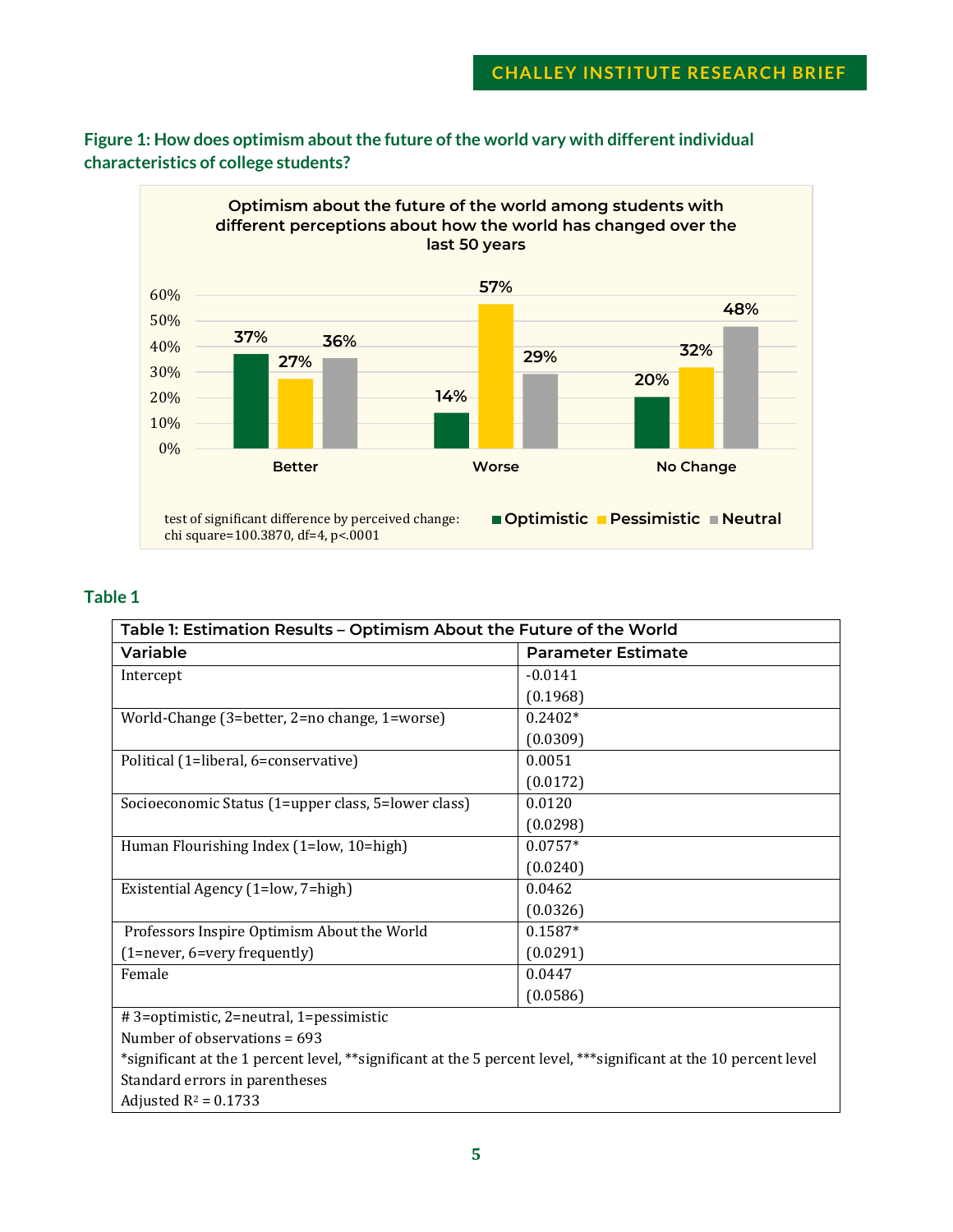**Figure 1: How does optimism about the future of the world vary with different individual characteristics of college students?**

Optimism about the future of the world among students with different perceptions about how the world has changed over the last 50 years

| | Optimistic | Pessimistic | Neutral |
|---|---|---|---|
| Better | 37% | 27% | 36% |
| Worse | 14% | 57% | 29% |
| No Change | 20% | 32% | 48% |

test of significant difference by perceived change: chi square=100.3870, df=4, $p<.0001$

## Table 1

| Table 1: Estimation Results – Optimism About the Future of the World | |
|---|---|
| **Variable** | **Parameter Estimate** |
| Intercept | -0.0141 (0.1968) |
| World-Change (3=better, 2=no change, 1=worse) | 0.2402* (0.0309) |
| Political (1=liberal, 6=conservative) | 0.0051 (0.0172) |
| Socioeconomic Status (1=upper class, 5=lower class) | 0.0120 (0.0298) |
| Human Flourishing Index (1=low, 10=high) | 0.0757* (0.0240) |
| Existential Agency (1=low, 7=high) | 0.0462 (0.0326) |
| Professors Inspire Optimism About the World (1=never, 6=very frequently) | 0.1587* (0.0291) |
| Female | 0.0447 (0.0586) |

# 3=optimistic, 2=neutral, 1=pessimistic
Number of observations = 693
*significant at the 1 percent level, **significant at the 5 percent level, ***significant at the 10 percent level
Standard errors in parentheses
Adjusted $R^2$ = 0.1733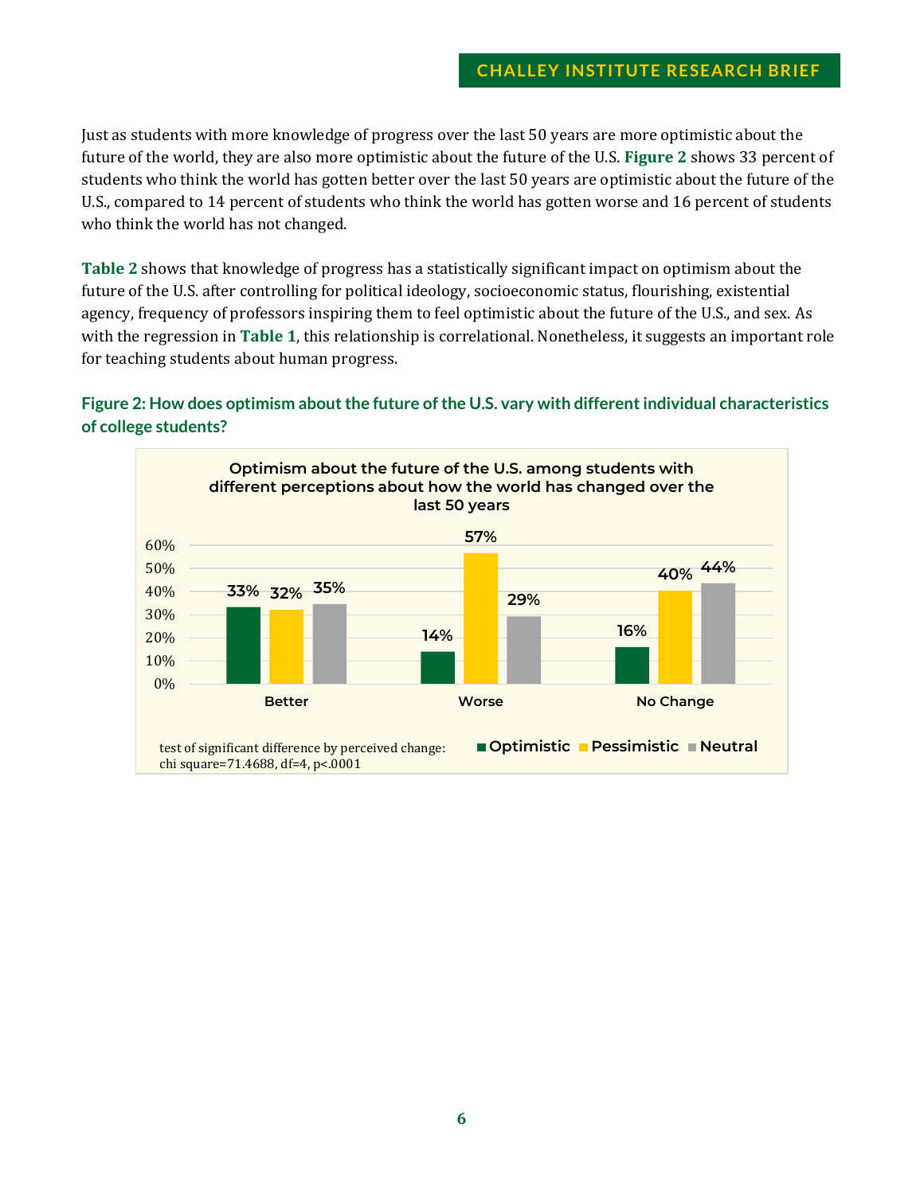Just as students with more knowledge of progress over the last 50 years are more optimistic about the future of the world, they are also more optimistic about the future of the U.S. **Figure 2** shows 33 percent of students who think the world has gotten better over the last 50 years are optimistic about the future of the U.S., compared to 14 percent of students who think the world has gotten worse and 16 percent of students who think the world has not changed.

**Table 2** shows that knowledge of progress has a statistically significant impact on optimism about the future of the U.S. after controlling for political ideology, socioeconomic status, flourishing, existential agency, frequency of professors inspiring them to feel optimistic about the future of the U.S., and sex. As with the regression in **Table 1**, this relationship is correlational. Nonetheless, it suggests an important role for teaching students about human progress.

### Figure 2: How does optimism about the future of the U.S. vary with different individual characteristics of college students?

**Optimism about the future of the U.S. among students with different perceptions about how the world has changed over the last 50 years**

| | Optimistic | Pessimistic | Neutral |
|---|---|---|---|
| Better | 33% | 32% | 35% |
| Worse | 14% | 57% | 29% |
| No Change | 16% | 40% | 44% |

test of significant difference by perceived change: chi square=71.4688, df=4, p<.0001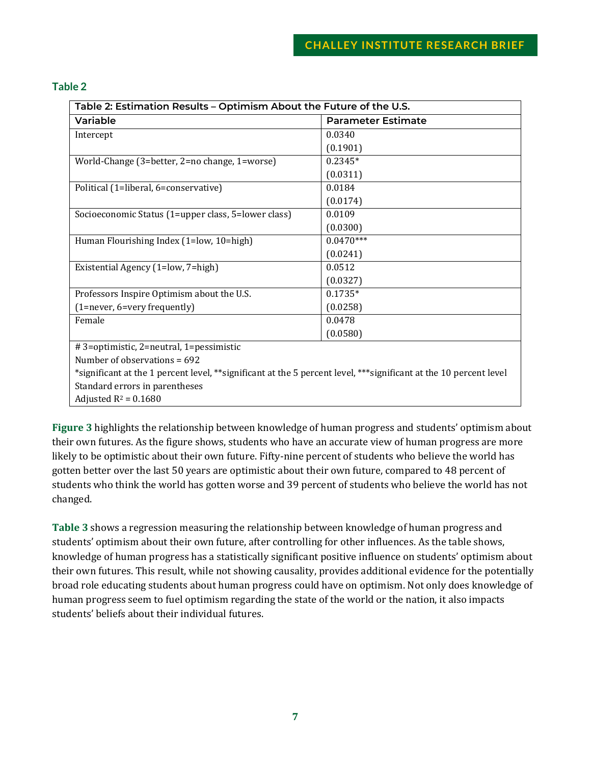### Table 2

| Table 2: Estimation Results – Optimism About the Future of the U.S. | |
|---|---|
| **Variable** | **Parameter Estimate** |
| Intercept | 0.0340<br>(0.1901) |
| World-Change (3=better, 2=no change, 1=worse) | 0.2345*<br>(0.0311) |
| Political (1=liberal, 6=conservative) | 0.0184<br>(0.0174) |
| Socioeconomic Status (1=upper class, 5=lower class) | 0.0109<br>(0.0300) |
| Human Flourishing Index (1=low, 10=high) | 0.0470***<br>(0.0241) |
| Existential Agency (1=low, 7=high) | 0.0512<br>(0.0327) |
| Professors Inspire Optimism about the U.S.<br>(1=never, 6=very frequently) | 0.1735*<br>(0.0258) |
| Female | 0.0478<br>(0.0580) |
| # 3=optimistic, 2=neutral, 1=pessimistic | |
| Number of observations = 692 | |
| *significant at the 1 percent level, **significant at the 5 percent level, ***significant at the 10 percent level | |
| Standard errors in parentheses | |
| Adjusted $R^2$ = 0.1680 | |

**Figure 3** highlights the relationship between knowledge of human progress and students' optimism about their own futures. As the figure shows, students who have an accurate view of human progress are more likely to be optimistic about their own future. Fifty-nine percent of students who believe the world has gotten better over the last 50 years are optimistic about their own future, compared to 48 percent of students who think the world has gotten worse and 39 percent of students who believe the world has not changed.

**Table 3** shows a regression measuring the relationship between knowledge of human progress and students' optimism about their own future, after controlling for other influences. As the table shows, knowledge of human progress has a statistically significant positive influence on students' optimism about their own futures. This result, while not showing causality, provides additional evidence for the potentially broad role educating students about human progress could have on optimism. Not only does knowledge of human progress seem to fuel optimism regarding the state of the world or the nation, it also impacts students' beliefs about their individual futures.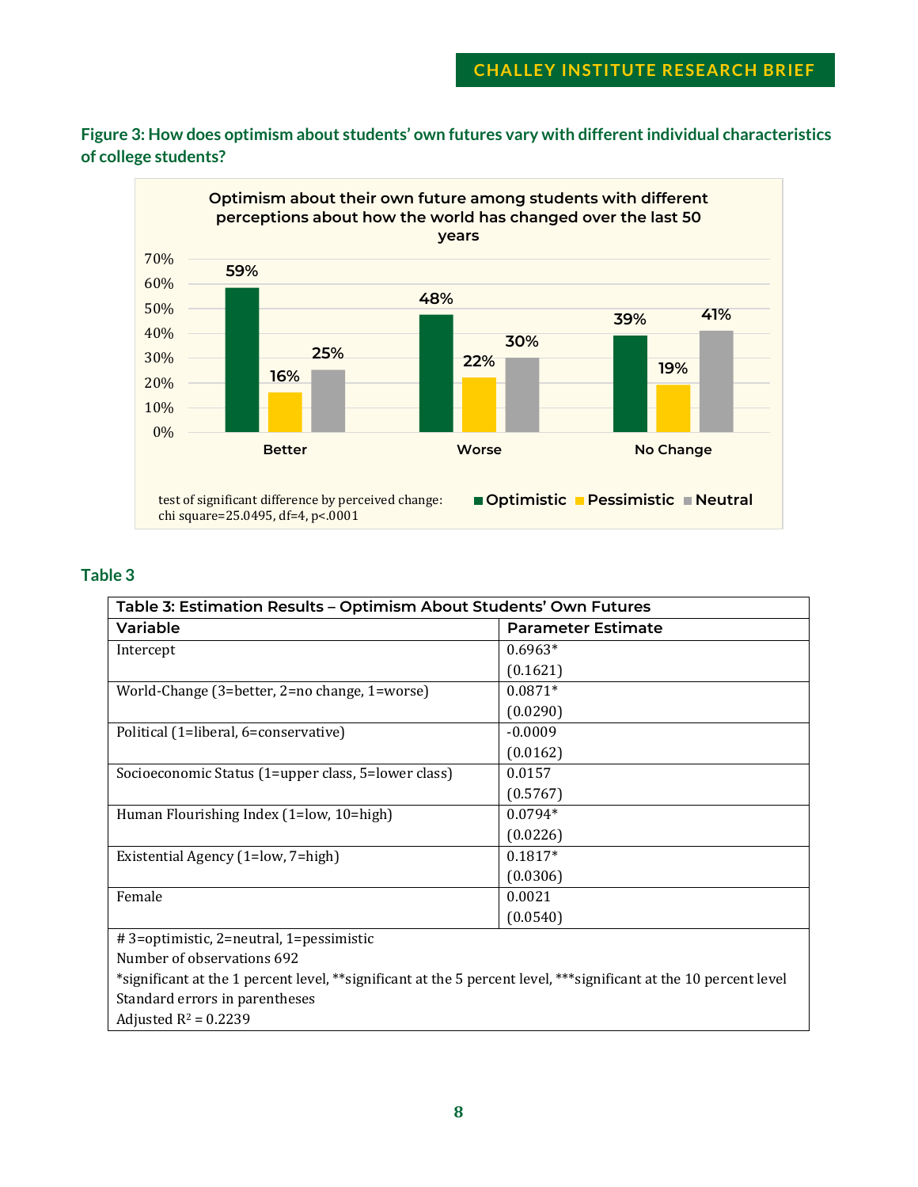**Figure 3: How does optimism about students' own futures vary with different individual characteristics of college students?**

Optimism about their own future among students with different perceptions about how the world has changed over the last 50 years

| | Optimistic | Pessimistic | Neutral |
|---|---|---|---|
| Better | 59% | 16% | 25% |
| Worse | 48% | 22% | 30% |
| No Change | 39% | 19% | 41% |

test of significant difference by perceived change: chi square=25.0495, df=4, p<.0001

## Table 3

| Table 3: Estimation Results – Optimism About Students' Own Futures | |
|---|---|
| **Variable** | **Parameter Estimate** |
| Intercept | 0.6963* (0.1621) |
| World-Change (3=better, 2=no change, 1=worse) | 0.0871* (0.0290) |
| Political (1=liberal, 6=conservative) | -0.0009 (0.0162) |
| Socioeconomic Status (1=upper class, 5=lower class) | 0.0157 (0.5767) |
| Human Flourishing Index (1=low, 10=high) | 0.0794* (0.0226) |
| Existential Agency (1=low, 7=high) | 0.1817* (0.0306) |
| Female | 0.0021 (0.0540) |

# 3=optimistic, 2=neutral, 1=pessimistic
Number of observations 692
*significant at the 1 percent level, **significant at the 5 percent level, ***significant at the 10 percent level
Standard errors in parentheses
Adjusted $R^2$ = 0.2239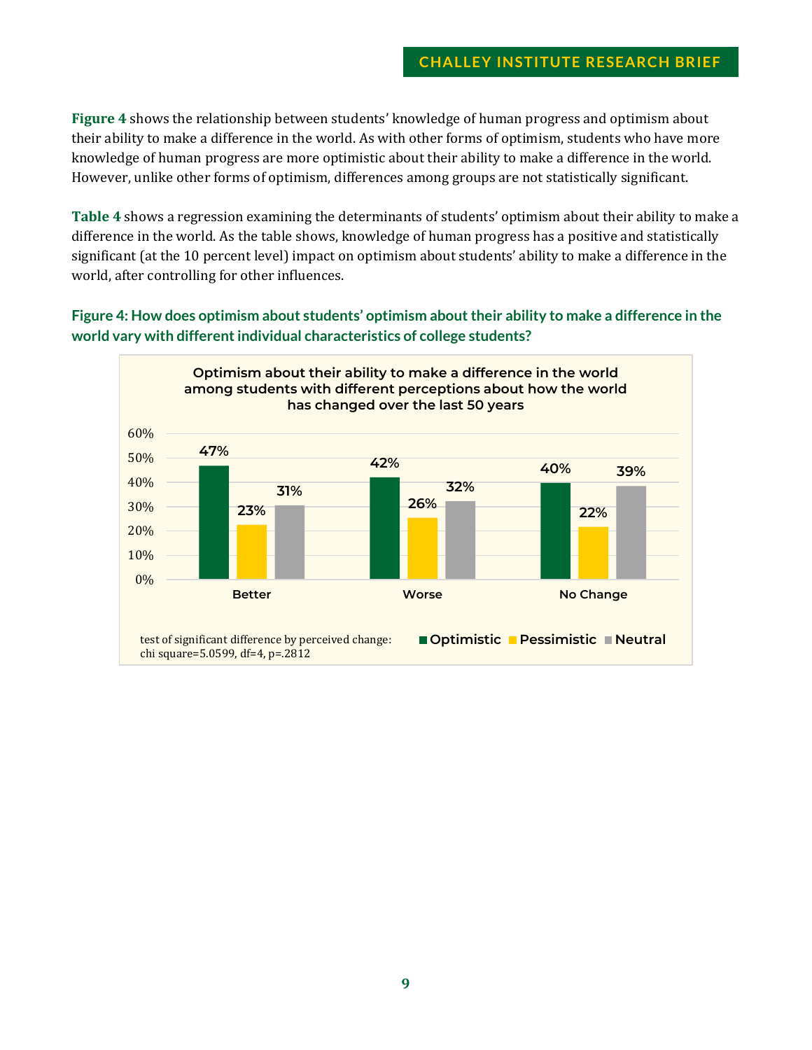**Figure 4** shows the relationship between students' knowledge of human progress and optimism about their ability to make a difference in the world. As with other forms of optimism, students who have more knowledge of human progress are more optimistic about their ability to make a difference in the world. However, unlike other forms of optimism, differences among groups are not statistically significant.

**Table 4** shows a regression examining the determinants of students' optimism about their ability to make a difference in the world. As the table shows, knowledge of human progress has a positive and statistically significant (at the 10 percent level) impact on optimism about students' ability to make a difference in the world, after controlling for other influences.

**Figure 4: How does optimism about students' optimism about their ability to make a difference in the world vary with different individual characteristics of college students?**

**Optimism about their ability to make a difference in the world among students with different perceptions about how the world has changed over the last 50 years**

| | Optimistic | Pessimistic | Neutral |
|---|---|---|---|
| Better | 47% | 23% | 31% |
| Worse | 42% | 26% | 32% |
| No Change | 40% | 22% | 39% |

test of significant difference by perceived change: chi square=5.0599, df=4, p=.2812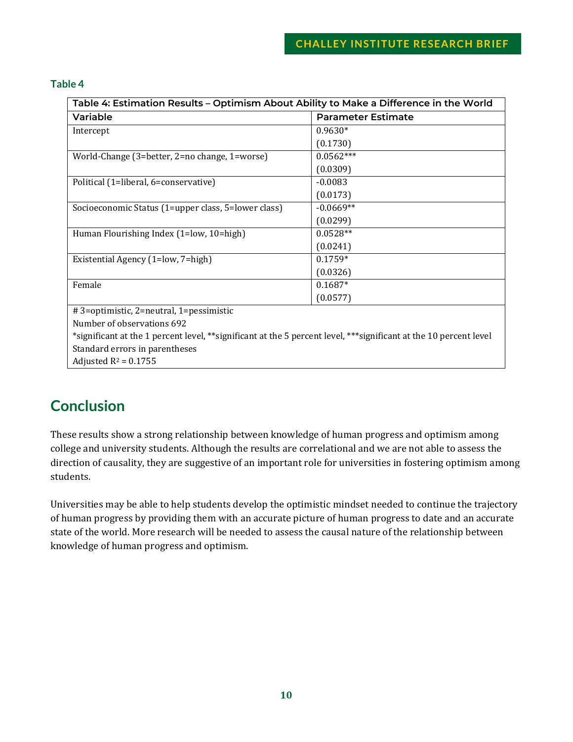### Table 4

| Table 4: Estimation Results – Optimism About Ability to Make a Difference in the World | |
|---|---|
| **Variable** | **Parameter Estimate** |
| Intercept | 0.9630* (0.1730) |
| World-Change (3=better, 2=no change, 1=worse) | 0.0562*** (0.0309) |
| Political (1=liberal, 6=conservative) | -0.0083 (0.0173) |
| Socioeconomic Status (1=upper class, 5=lower class) | -0.0669** (0.0299) |
| Human Flourishing Index (1=low, 10=high) | 0.0528** (0.0241) |
| Existential Agency (1=low, 7=high) | 0.1759* (0.0326) |
| Female | 0.1687* (0.0577) |

# 3=optimistic, 2=neutral, 1=pessimistic
Number of observations 692
*significant at the 1 percent level, **significant at the 5 percent level, ***significant at the 10 percent level
Standard errors in parentheses
Adjusted $R^2$ = 0.1755

## Conclusion

These results show a strong relationship between knowledge of human progress and optimism among college and university students. Although the results are correlational and we are not able to assess the direction of causality, they are suggestive of an important role for universities in fostering optimism among students.

Universities may be able to help students develop the optimistic mindset needed to continue the trajectory of human progress by providing them with an accurate picture of human progress to date and an accurate state of the world. More research will be needed to assess the causal nature of the relationship between knowledge of human progress and optimism.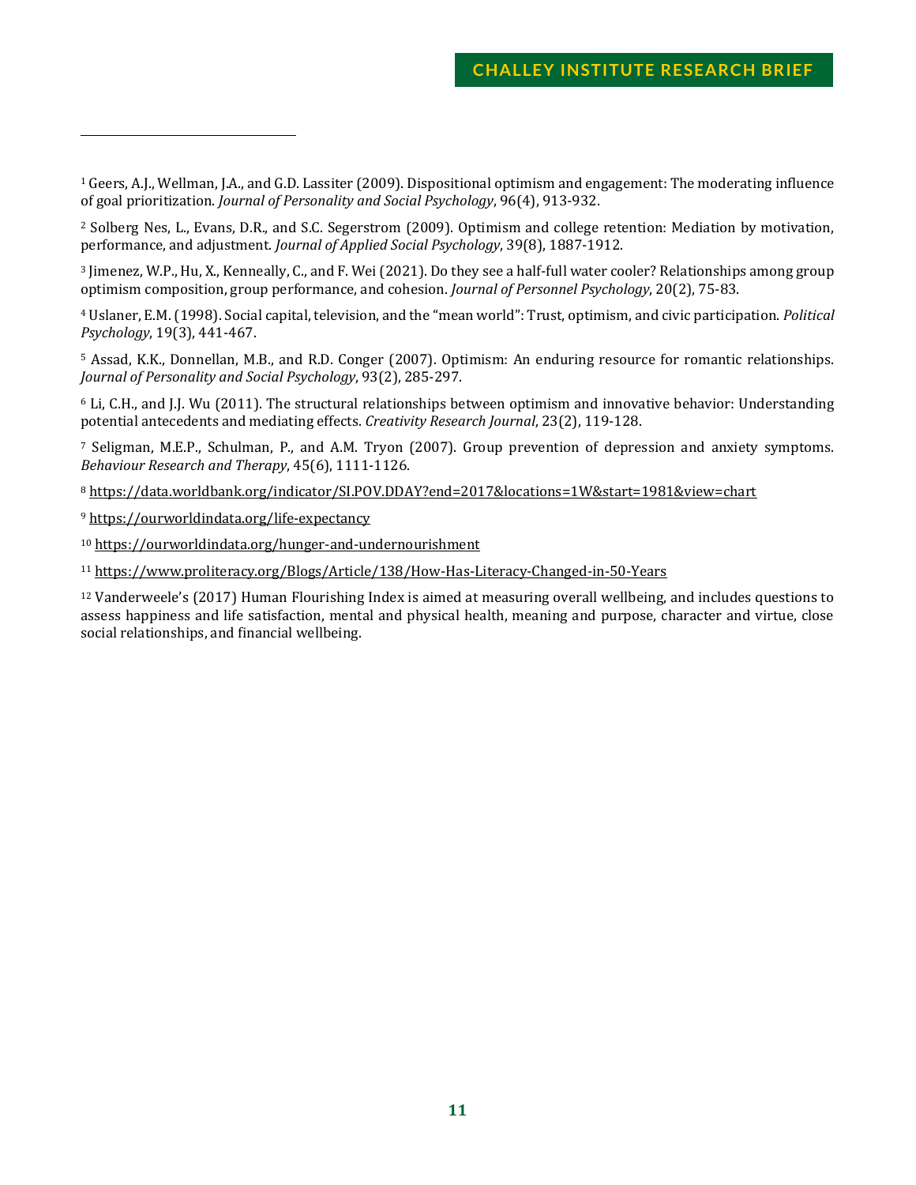[1] Geers, A.J., Wellman, J.A., and G.D. Lassiter (2009). Dispositional optimism and engagement: The moderating influence of goal prioritization. *Journal of Personality and Social Psychology*, 96(4), 913-932.

[2] Solberg Nes, L., Evans, D.R., and S.C. Segerstrom (2009). Optimism and college retention: Mediation by motivation, performance, and adjustment. *Journal of Applied Social Psychology*, 39(8), 1887-1912.

[3] Jimenez, W.P., Hu, X., Kenneally, C., and F. Wei (2021). Do they see a half-full water cooler? Relationships among group optimism composition, group performance, and cohesion. *Journal of Personnel Psychology*, 20(2), 75-83.

[4] Uslaner, E.M. (1998). Social capital, television, and the "mean world": Trust, optimism, and civic participation. *Political Psychology*, 19(3), 441-467.

[5] Assad, K.K., Donnellan, M.B., and R.D. Conger (2007). Optimism: An enduring resource for romantic relationships. *Journal of Personality and Social Psychology*, 93(2), 285-297.

[6] Li, C.H., and J.J. Wu (2011). The structural relationships between optimism and innovative behavior: Understanding potential antecedents and mediating effects. *Creativity Research Journal*, 23(2), 119-128.

[7] Seligman, M.E.P., Schulman, P., and A.M. Tryon (2007). Group prevention of depression and anxiety symptoms. *Behaviour Research and Therapy*, 45(6), 1111-1126.

[8] https://data.worldbank.org/indicator/SI.POV.DDAY?end=2017&locations=1W&start=1981&view=chart

[9] https://ourworldindata.org/life-expectancy

[10] https://ourworldindata.org/hunger-and-undernourishment

[11] https://www.proliteracy.org/Blogs/Article/138/How-Has-Literacy-Changed-in-50-Years

[12] Vanderweele's (2017) Human Flourishing Index is aimed at measuring overall wellbeing, and includes questions to assess happiness and life satisfaction, mental and physical health, meaning and purpose, character and virtue, close social relationships, and financial wellbeing.